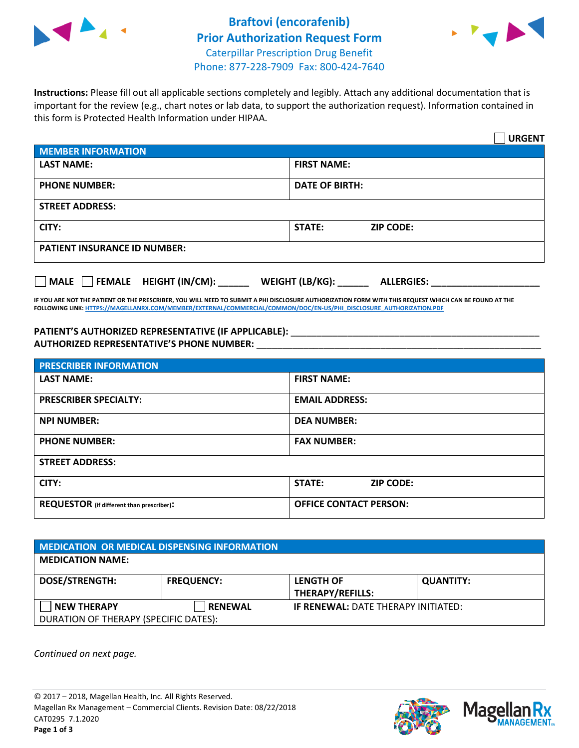# Braftovi (encorafenib)
# Prior Authorization Request Form

Caterpillar Prescription Drug Benefit
Phone: 877-228-7909 Fax: 800-424-7640

**Instructions:** Please fill out all applicable sections completely and legibly. Attach any additional documentation that is important for the review (e.g., chart notes or lab data, to support the authorization request). Information contained in this form is Protected Health Information under HIPAA.

☐ **URGENT**

| MEMBER INFORMATION | |
|---|---|
| **LAST NAME:** | **FIRST NAME:** |
| **PHONE NUMBER:** | **DATE OF BIRTH:** |
| **STREET ADDRESS:** | |
| **CITY:** | **STATE:** **ZIP CODE:** |
| **PATIENT INSURANCE ID NUMBER:** | |

☐ **MALE** ☐ **FEMALE** **HEIGHT (IN/CM):** ______ **WEIGHT (LB/KG):** ______ **ALLERGIES:** ____________________

**IF YOU ARE NOT THE PATIENT OR THE PRESCRIBER, YOU WILL NEED TO SUBMIT A PHI DISCLOSURE AUTHORIZATION FORM WITH THIS REQUEST WHICH CAN BE FOUND AT THE FOLLOWING LINK: HTTPS://MAGELLANRX.COM/MEMBER/EXTERNAL/COMMERCIAL/COMMON/DOC/EN-US/PHI_DISCLOSURE_AUTHORIZATION.PDF**

**PATIENT'S AUTHORIZED REPRESENTATIVE (IF APPLICABLE):** ____________________________________________
**AUTHORIZED REPRESENTATIVE'S PHONE NUMBER:** ____________________________________________

| PRESCRIBER INFORMATION | |
|---|---|
| **LAST NAME:** | **FIRST NAME:** |
| **PRESCRIBER SPECIALTY:** | **EMAIL ADDRESS:** |
| **NPI NUMBER:** | **DEA NUMBER:** |
| **PHONE NUMBER:** | **FAX NUMBER:** |
| **STREET ADDRESS:** | |
| **CITY:** | **STATE:** **ZIP CODE:** |
| **REQUESTOR** (if different than prescriber)**:** | **OFFICE CONTACT PERSON:** |

| MEDICATION OR MEDICAL DISPENSING INFORMATION | | | |
|---|---|---|---|
| **MEDICATION NAME:** | | | |
| **DOSE/STRENGTH:** | **FREQUENCY:** | **LENGTH OF THERAPY/REFILLS:** | **QUANTITY:** |
| ☐ **NEW THERAPY** | ☐ **RENEWAL** | **IF RENEWAL:** DATE THERAPY INITIATED: | |
| DURATION OF THERAPY (SPECIFIC DATES): | | | |

*Continued on next page.*

© 2017 – 2018, Magellan Health, Inc. All Rights Reserved.
Magellan Rx Management – Commercial Clients. Revision Date: 08/22/2018
CAT0295 7.1.2020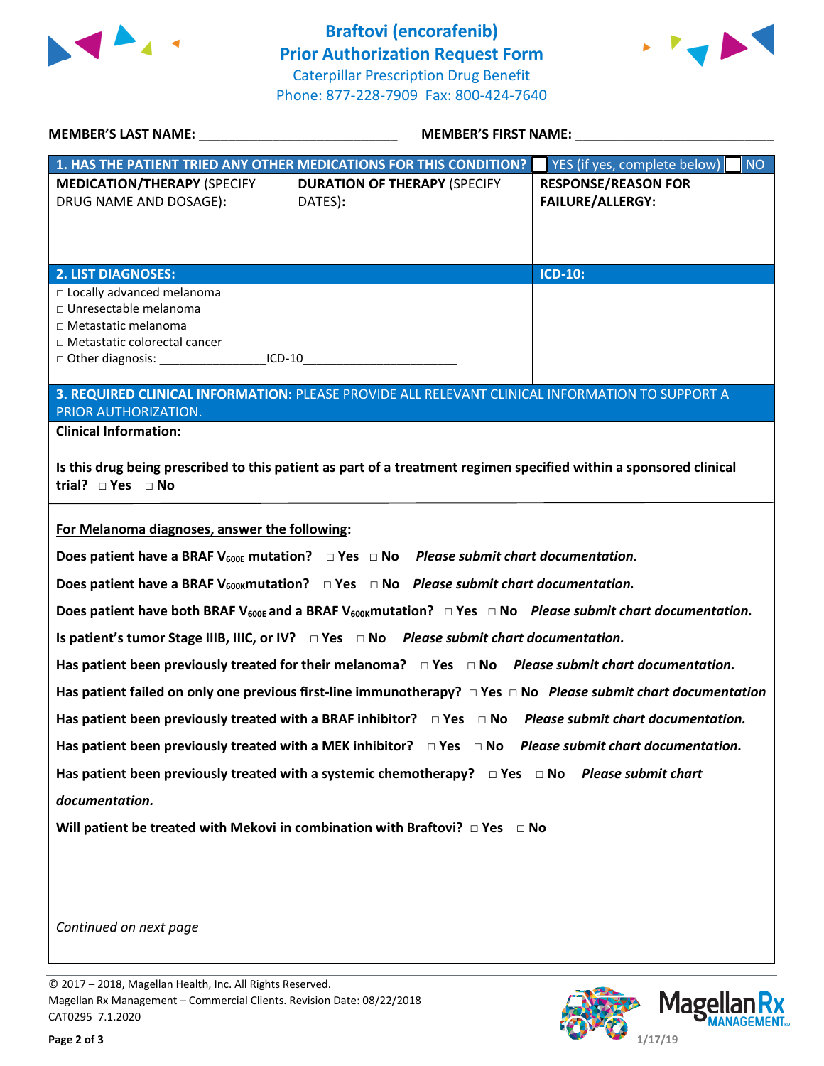# Braftovi (encorafenib)
## Prior Authorization Request Form
Caterpillar Prescription Drug Benefit
Phone: 877-228-7909 Fax: 800-424-7640

**MEMBER'S LAST NAME:** ___________________________ **MEMBER'S FIRST NAME:** ___________________________

| **1. HAS THE PATIENT TRIED ANY OTHER MEDICATIONS FOR THIS CONDITION?** | | ☐ YES (if yes, complete below) ☐ NO |
|---|---|---|
| **MEDICATION/THERAPY** (SPECIFY DRUG NAME AND DOSAGE): | **DURATION OF THERAPY** (SPECIFY DATES): | **RESPONSE/REASON FOR FAILURE/ALLERGY:** |
| | | |

| **2. LIST DIAGNOSES:** | **ICD-10:** |
|---|---|
| □ Locally advanced melanoma<br>□ Unresectable melanoma<br>□ Metastatic melanoma<br>□ Metastatic colorectal cancer<br>□ Other diagnosis: _______________ICD-10______________________ | |

**3. REQUIRED CLINICAL INFORMATION:** PLEASE PROVIDE ALL RELEVANT CLINICAL INFORMATION TO SUPPORT A PRIOR AUTHORIZATION.

**Clinical Information:**

**Is this drug being prescribed to this patient as part of a treatment regimen specified within a sponsored clinical trial?** □ **Yes** □ **No**

**For Melanoma diagnoses, answer the following:**

**Does patient have a BRAF $V_{600E}$ mutation?** □ **Yes** □ **No** ***Please submit chart documentation.***

**Does patient have a BRAF $V_{600K}$mutation?** □ **Yes** □ **No** ***Please submit chart documentation.***

**Does patient have both BRAF $V_{600E}$ and a BRAF $V_{600K}$mutation?** □ **Yes** □ **No** ***Please submit chart documentation.***

**Is patient's tumor Stage IIIB, IIIC, or IV?** □ **Yes** □ **No** ***Please submit chart documentation.***

**Has patient been previously treated for their melanoma?** □ **Yes** □ **No** ***Please submit chart documentation.***

**Has patient failed on only one previous first-line immunotherapy?** □ **Yes** □ **No** ***Please submit chart documentation***

**Has patient been previously treated with a BRAF inhibitor?** □ **Yes** □ **No** ***Please submit chart documentation.***

**Has patient been previously treated with a MEK inhibitor?** □ **Yes** □ **No** ***Please submit chart documentation.***

**Has patient been previously treated with a systemic chemotherapy?** □ **Yes** □ **No** ***Please submit chart documentation.***

**Will patient be treated with Mekovi in combination with Braftovi?** □ **Yes** □ **No**

*Continued on next page*

© 2017 – 2018, Magellan Health, Inc. All Rights Reserved.
Magellan Rx Management – Commercial Clients. Revision Date: 08/22/2018
CAT0295 7.1.2020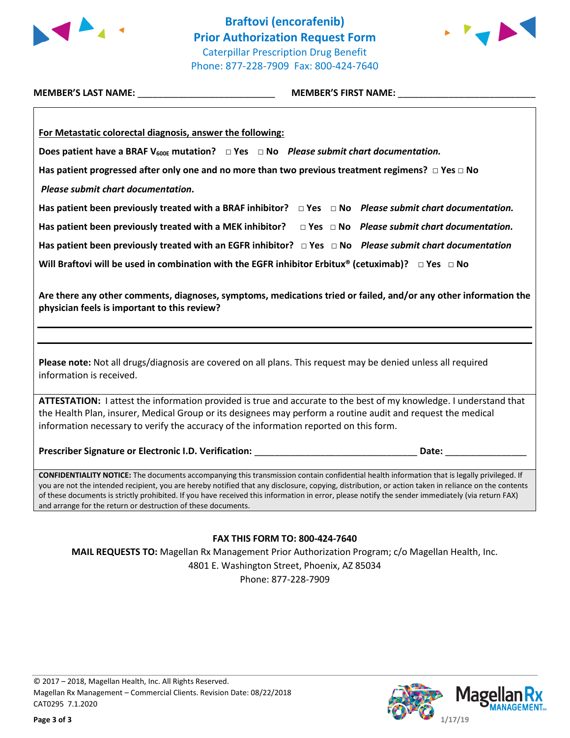# Braftovi (encorafenib)
## Prior Authorization Request Form

Caterpillar Prescription Drug Benefit
Phone: 877-228-7909 Fax: 800-424-7640

**MEMBER'S LAST NAME:** ____________________________ **MEMBER'S FIRST NAME:** ____________________________

**For Metastatic colorectal diagnosis, answer the following:**

**Does patient have a BRAF $V_{600E}$ mutation?** □ **Yes** □ **No** ***Please submit chart documentation.***

**Has patient progressed after only one and no more than two previous treatment regimens?** □ **Yes** □ **No**

***Please submit chart documentation.***

**Has patient been previously treated with a BRAF inhibitor?** □ **Yes** □ **No** ***Please submit chart documentation.***

**Has patient been previously treated with a MEK inhibitor?** □ **Yes** □ **No** ***Please submit chart documentation.***

**Has patient been previously treated with an EGFR inhibitor?** □ **Yes** □ **No** ***Please submit chart documentation***

**Will Braftovi will be used in combination with the EGFR inhibitor Erbitux® (cetuximab)?** □ **Yes** □ **No**

**Are there any other comments, diagnoses, symptoms, medications tried or failed, and/or any other information the physician feels is important to this review?**

___

___

**Please note:** Not all drugs/diagnosis are covered on all plans. This request may be denied unless all required information is received.

**ATTESTATION:** I attest the information provided is true and accurate to the best of my knowledge. I understand that the Health Plan, insurer, Medical Group or its designees may perform a routine audit and request the medical information necessary to verify the accuracy of the information reported on this form.

**Prescriber Signature or Electronic I.D. Verification:** ________________________________ **Date:** ________________

**CONFIDENTIALITY NOTICE:** The documents accompanying this transmission contain confidential health information that is legally privileged. If you are not the intended recipient, you are hereby notified that any disclosure, copying, distribution, or action taken in reliance on the contents of these documents is strictly prohibited. If you have received this information in error, please notify the sender immediately (via return FAX) and arrange for the return or destruction of these documents.

**FAX THIS FORM TO: 800-424-7640**

**MAIL REQUESTS TO:** Magellan Rx Management Prior Authorization Program; c/o Magellan Health, Inc.
4801 E. Washington Street, Phoenix, AZ 85034
Phone: 877-228-7909

© 2017 – 2018, Magellan Health, Inc. All Rights Reserved.
Magellan Rx Management – Commercial Clients. Revision Date: 08/22/2018
CAT0295 7.1.2020

1/17/19